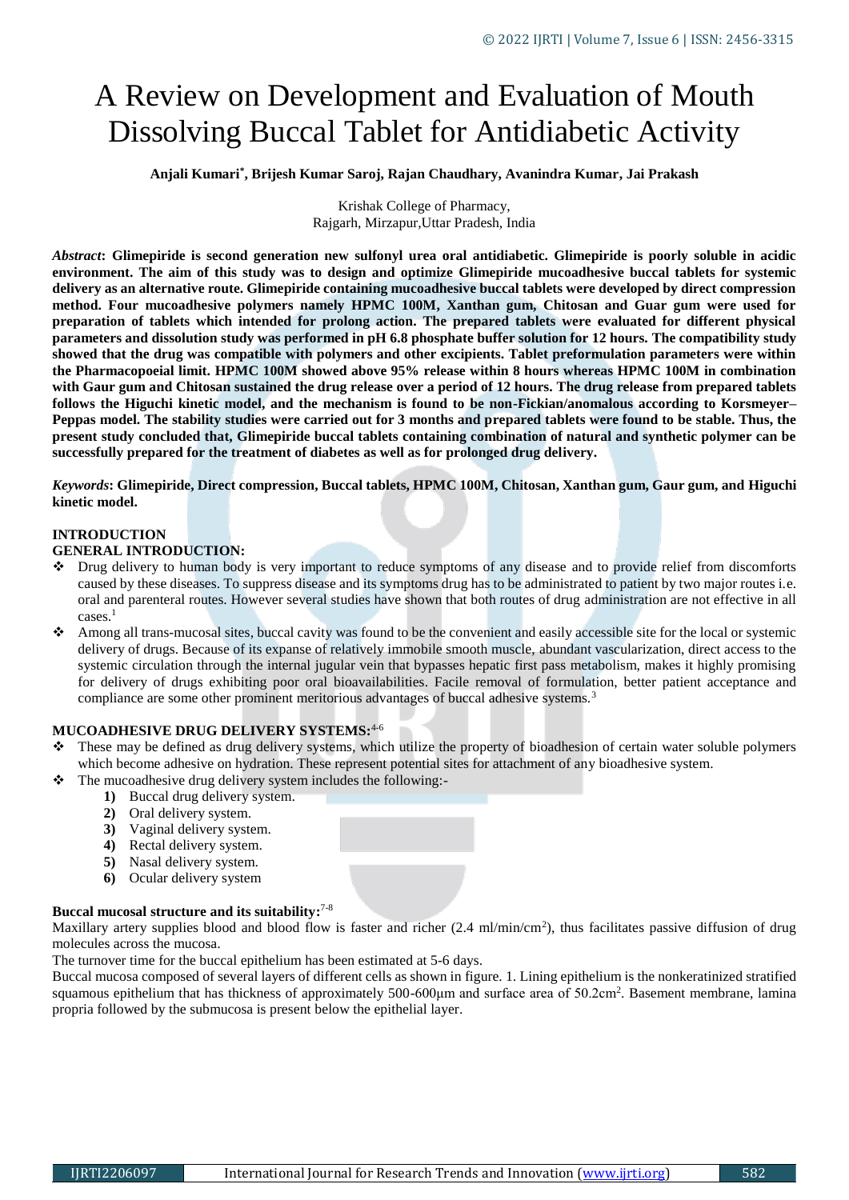# A Review on Development and Evaluation of Mouth Dissolving Buccal Tablet for Antidiabetic Activity

**Anjali Kumari\*, Brijesh Kumar Saroj, Rajan Chaudhary, Avanindra Kumar, Jai Prakash**

Krishak College of Pharmacy,
Rajgarh, Mirzapur,Uttar Pradesh, India

***Abstract*: Glimepiride is second generation new sulfonyl urea oral antidiabetic. Glimepiride is poorly soluble in acidic environment. The aim of this study was to design and optimize Glimepiride mucoadhesive buccal tablets for systemic delivery as an alternative route. Glimepiride containing mucoadhesive buccal tablets were developed by direct compression method. Four mucoadhesive polymers namely HPMC 100M, Xanthan gum, Chitosan and Guar gum were used for preparation of tablets which intended for prolong action. The prepared tablets were evaluated for different physical parameters and dissolution study was performed in pH 6.8 phosphate buffer solution for 12 hours. The compatibility study showed that the drug was compatible with polymers and other excipients. Tablet preformulation parameters were within the Pharmacopoeial limit. HPMC 100M showed above 95% release within 8 hours whereas HPMC 100M in combination with Gaur gum and Chitosan sustained the drug release over a period of 12 hours. The drug release from prepared tablets follows the Higuchi kinetic model, and the mechanism is found to be non-Fickian/anomalous according to Korsmeyer–Peppas model. The stability studies were carried out for 3 months and prepared tablets were found to be stable. Thus, the present study concluded that, Glimepiride buccal tablets containing combination of natural and synthetic polymer can be successfully prepared for the treatment of diabetes as well as for prolonged drug delivery.**

***Keywords*: Glimepiride, Direct compression, Buccal tablets, HPMC 100M, Chitosan, Xanthan gum, Gaur gum, and Higuchi kinetic model.**

## INTRODUCTION

### GENERAL INTRODUCTION:

- Drug delivery to human body is very important to reduce symptoms of any disease and to provide relief from discomforts caused by these diseases. To suppress disease and its symptoms drug has to be administrated to patient by two major routes i.e. oral and parenteral routes. However several studies have shown that both routes of drug administration are not effective in all cases.[1]
- Among all trans-mucosal sites, buccal cavity was found to be the convenient and easily accessible site for the local or systemic delivery of drugs. Because of its expanse of relatively immobile smooth muscle, abundant vascularization, direct access to the systemic circulation through the internal jugular vein that bypasses hepatic first pass metabolism, makes it highly promising for delivery of drugs exhibiting poor oral bioavailabilities. Facile removal of formulation, better patient acceptance and compliance are some other prominent meritorious advantages of buccal adhesive systems.[3]

### MUCOADHESIVE DRUG DELIVERY SYSTEMS:[4-6]

- These may be defined as drug delivery systems, which utilize the property of bioadhesion of certain water soluble polymers which become adhesive on hydration. These represent potential sites for attachment of any bioadhesive system.
- The mucoadhesive drug delivery system includes the following:-
  1) Buccal drug delivery system.
  2) Oral delivery system.
  3) Vaginal delivery system.
  4) Rectal delivery system.
  5) Nasal delivery system.
  6) Ocular delivery system

#### Buccal mucosal structure and its suitability:[7-8]

Maxillary artery supplies blood and blood flow is faster and richer (2.4 ml/min/cm$^2$), thus facilitates passive diffusion of drug molecules across the mucosa.

The turnover time for the buccal epithelium has been estimated at 5-6 days.

Buccal mucosa composed of several layers of different cells as shown in figure. 1. Lining epithelium is the nonkeratinized stratified squamous epithelium that has thickness of approximately 500-600µm and surface area of 50.2cm$^2$. Basement membrane, lamina propria followed by the submucosa is present below the epithelial layer.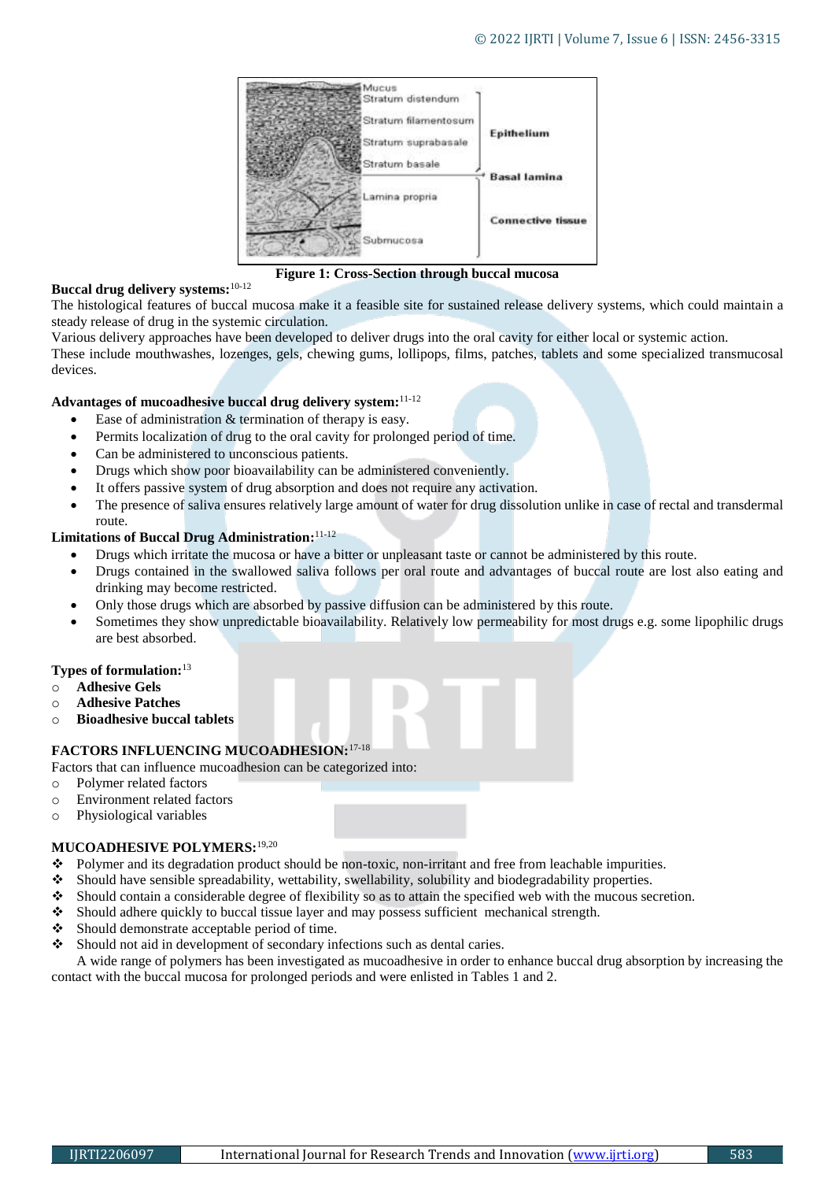Figure 1: Cross-Section through buccal mucosa

**Buccal drug delivery systems:**[10-12]

The histological features of buccal mucosa make it a feasible site for sustained release delivery systems, which could maintain a steady release of drug in the systemic circulation.

Various delivery approaches have been developed to deliver drugs into the oral cavity for either local or systemic action.

These include mouthwashes, lozenges, gels, chewing gums, lollipops, films, patches, tablets and some specialized transmucosal devices.

**Advantages of mucoadhesive buccal drug delivery system:**[11-12]

- Ease of administration & termination of therapy is easy.
- Permits localization of drug to the oral cavity for prolonged period of time.
- Can be administered to unconscious patients.
- Drugs which show poor bioavailability can be administered conveniently.
- It offers passive system of drug absorption and does not require any activation.
- The presence of saliva ensures relatively large amount of water for drug dissolution unlike in case of rectal and transdermal route.

**Limitations of Buccal Drug Administration:**[11-12]

- Drugs which irritate the mucosa or have a bitter or unpleasant taste or cannot be administered by this route.
- Drugs contained in the swallowed saliva follows per oral route and advantages of buccal route are lost also eating and drinking may become restricted.
- Only those drugs which are absorbed by passive diffusion can be administered by this route.
- Sometimes they show unpredictable bioavailability. Relatively low permeability for most drugs e.g. some lipophilic drugs are best absorbed.

**Types of formulation:**[13]

- **Adhesive Gels**
- **Adhesive Patches**
- **Bioadhesive buccal tablets**

**FACTORS INFLUENCING MUCOADHESION:**[17-18]

Factors that can influence mucoadhesion can be categorized into:

- Polymer related factors
- Environment related factors
- Physiological variables

**MUCOADHESIVE POLYMERS:**[19,20]

- Polymer and its degradation product should be non-toxic, non-irritant and free from leachable impurities.
- Should have sensible spreadability, wettability, swellability, solubility and biodegradability properties.
- Should contain a considerable degree of flexibility so as to attain the specified web with the mucous secretion.
- Should adhere quickly to buccal tissue layer and may possess sufficient mechanical strength.
- Should demonstrate acceptable period of time.
- Should not aid in development of secondary infections such as dental caries.

A wide range of polymers has been investigated as mucoadhesive in order to enhance buccal drug absorption by increasing the contact with the buccal mucosa for prolonged periods and were enlisted in Tables 1 and 2.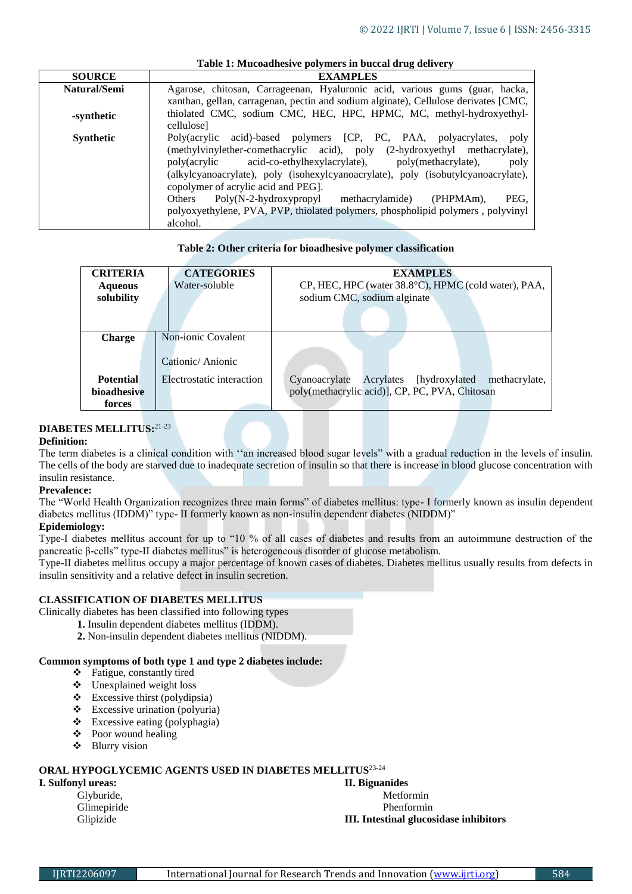**Table 1: Mucoadhesive polymers in buccal drug delivery**

| SOURCE | EXAMPLES |
|---|---|
| Natural/Semi -synthetic | Agarose, chitosan, Carrageenan, Hyaluronic acid, various gums (guar, hacka, xanthan, gellan, carragenan, pectin and sodium alginate), Cellulose derivates [CMC, thiolated CMC, sodium CMC, HEC, HPC, HPMC, MC, methyl-hydroxyethyl-cellulose] |
| Synthetic | Poly(acrylic acid)-based polymers [CP, PC, PAA, polyacrylates, poly (methylvinylether-comethacrylic acid), poly (2-hydroxyethyl methacrylate), poly(acrylic acid-co-ethylhexylacrylate), poly(methacrylate), poly (alkylcyanoacrylate), poly (isohexylcyanoacrylate), poly (isobutylcyanoacrylate), copolymer of acrylic acid and PEG]. Others Poly(N-2-hydroxypropyl methacrylamide) (PHPMAm), PEG, polyoxyethylene, PVA, PVP, thiolated polymers, phospholipid polymers , polyvinyl alcohol. |

**Table 2: Other criteria for bioadhesive polymer classification**

| CRITERIA | CATEGORIES | EXAMPLES |
|---|---|---|
| Aqueous solubility | Water-soluble | CP, HEC, HPC (water 38.8°C), HPMC (cold water), PAA, sodium CMC, sodium alginate |
| Charge | Non-ionic Covalent<br>Cationic/ Anionic | |
| Potential bioadhesive forces | Electrostatic interaction | Cyanoacrylate Acrylates [hydroxylated methacrylate, poly(methacrylic acid)], CP, PC, PVA, Chitosan |

## DIABETES MELLITUS:[21-23]

**Definition:**

The term diabetes is a clinical condition with ''an increased blood sugar levels" with a gradual reduction in the levels of insulin. The cells of the body are starved due to inadequate secretion of insulin so that there is increase in blood glucose concentration with insulin resistance.

**Prevalence:**

The "World Health Organization recognizes three main forms" of diabetes mellitus: type- I formerly known as insulin dependent diabetes mellitus (IDDM)" type- II formerly known as non-insulin dependent diabetes (NIDDM)"

**Epidemiology:**

Type-I diabetes mellitus account for up to "10 % of all cases of diabetes and results from an autoimmune destruction of the pancreatic β-cells" type-II diabetes mellitus" is heterogeneous disorder of glucose metabolism.

Type-II diabetes mellitus occupy a major percentage of known cases of diabetes. Diabetes mellitus usually results from defects in insulin sensitivity and a relative defect in insulin secretion.

## CLASSIFICATION OF DIABETES MELLITUS

Clinically diabetes has been classified into following types

1. Insulin dependent diabetes mellitus (IDDM).
2. Non-insulin dependent diabetes mellitus (NIDDM).

**Common symptoms of both type 1 and type 2 diabetes include:**

- Fatigue, constantly tired
- Unexplained weight loss
- Excessive thirst (polydipsia)
- Excessive urination (polyuria)
- Excessive eating (polyphagia)
- Poor wound healing
- Blurry vision

## ORAL HYPOGLYCEMIC AGENTS USED IN DIABETES MELLITUS[23-24]

**I. Sulfonyl ureas:**

Glyburide,
Glimepiride
Glipizide

**II. Biguanides**

Metformin
Phenformin

**III. Intestinal glucosidase inhibitors**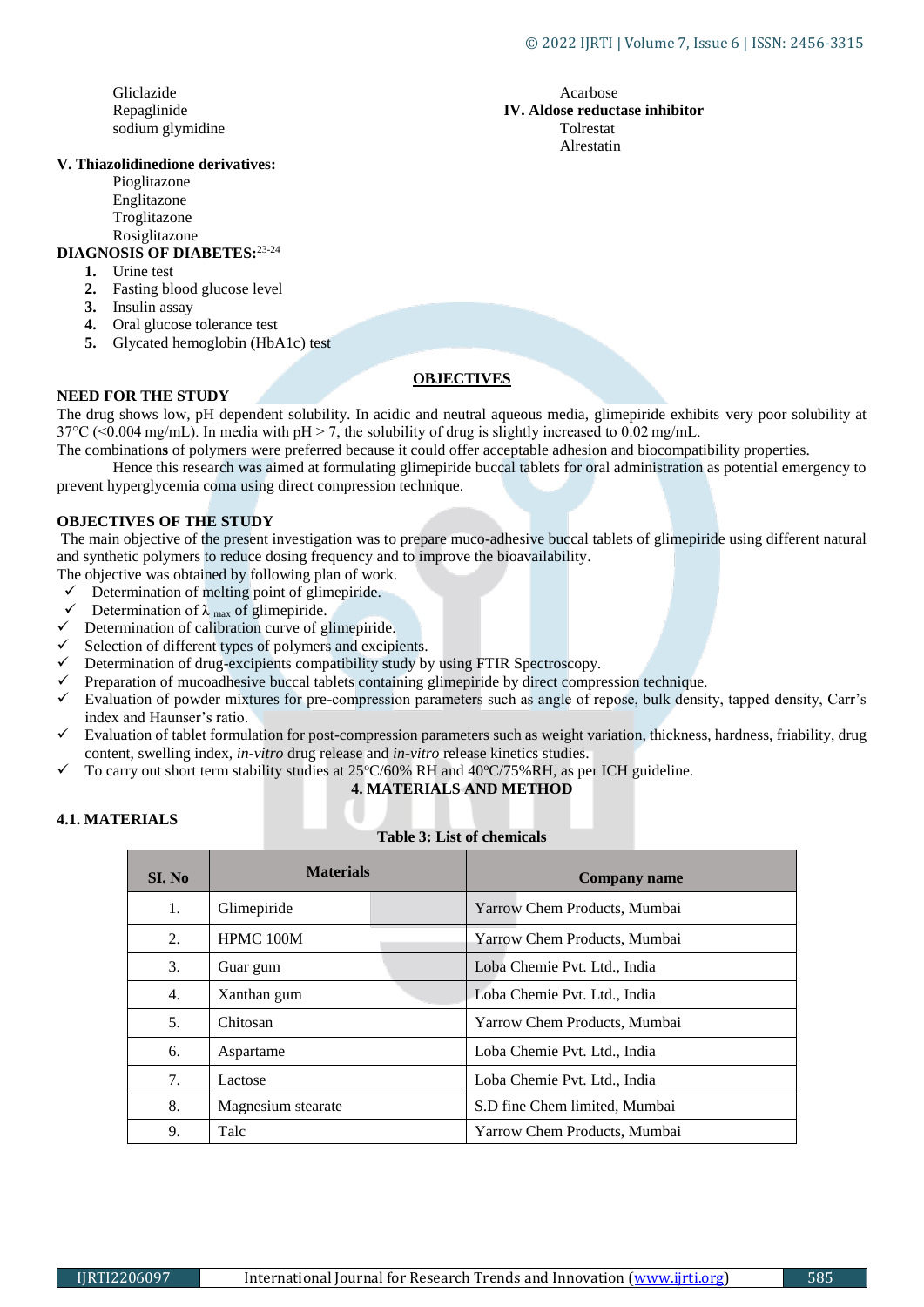Gliclazide
Repaglinide
sodium glymidine

Acarbose

**IV. Aldose reductase inhibitor**

Tolrestat
Alrestatin

**V. Thiazolidinedione derivatives:**

Pioglitazone
Englitazone
Troglitazone
Rosiglitazone

**DIAGNOSIS OF DIABETES:**[23-24]

1. Urine test
2. Fasting blood glucose level
3. Insulin assay
4. Oral glucose tolerance test
5. Glycated hemoglobin (HbA1c) test

## OBJECTIVES

**NEED FOR THE STUDY**

The drug shows low, pH dependent solubility. In acidic and neutral aqueous media, glimepiride exhibits very poor solubility at 37°C (<0.004 mg/mL). In media with pH > 7, the solubility of drug is slightly increased to 0.02 mg/mL.

The combinations of polymers were preferred because it could offer acceptable adhesion and biocompatibility properties.

Hence this research was aimed at formulating glimepiride buccal tablets for oral administration as potential emergency to prevent hyperglycemia coma using direct compression technique.

**OBJECTIVES OF THE STUDY**

The main objective of the present investigation was to prepare muco-adhesive buccal tablets of glimepiride using different natural and synthetic polymers to reduce dosing frequency and to improve the bioavailability.

The objective was obtained by following plan of work.

- ✓ Determination of melting point of glimepiride.
- ✓ Determination of $\lambda_{max}$ of glimepiride.
- ✓ Determination of calibration curve of glimepiride.
- ✓ Selection of different types of polymers and excipients.
- ✓ Determination of drug-excipients compatibility study by using FTIR Spectroscopy.
- ✓ Preparation of mucoadhesive buccal tablets containing glimepiride by direct compression technique.
- ✓ Evaluation of powder mixtures for pre-compression parameters such as angle of repose, bulk density, tapped density, Carr's index and Haunser's ratio.
- ✓ Evaluation of tablet formulation for post-compression parameters such as weight variation, thickness, hardness, friability, drug content, swelling index, *in-vitro* drug release and *in-vitro* release kinetics studies.
- ✓ To carry out short term stability studies at 25°C/60% RH and 40°C/75%RH, as per ICH guideline.

## 4. MATERIALS AND METHOD

### 4.1. MATERIALS

**Table 3: List of chemicals**

| SI. No | Materials | Company name |
|---|---|---|
| 1. | Glimepiride | Yarrow Chem Products, Mumbai |
| 2. | HPMC 100M | Yarrow Chem Products, Mumbai |
| 3. | Guar gum | Loba Chemie Pvt. Ltd., India |
| 4. | Xanthan gum | Loba Chemie Pvt. Ltd., India |
| 5. | Chitosan | Yarrow Chem Products, Mumbai |
| 6. | Aspartame | Loba Chemie Pvt. Ltd., India |
| 7. | Lactose | Loba Chemie Pvt. Ltd., India |
| 8. | Magnesium stearate | S.D fine Chem limited, Mumbai |
| 9. | Talc | Yarrow Chem Products, Mumbai |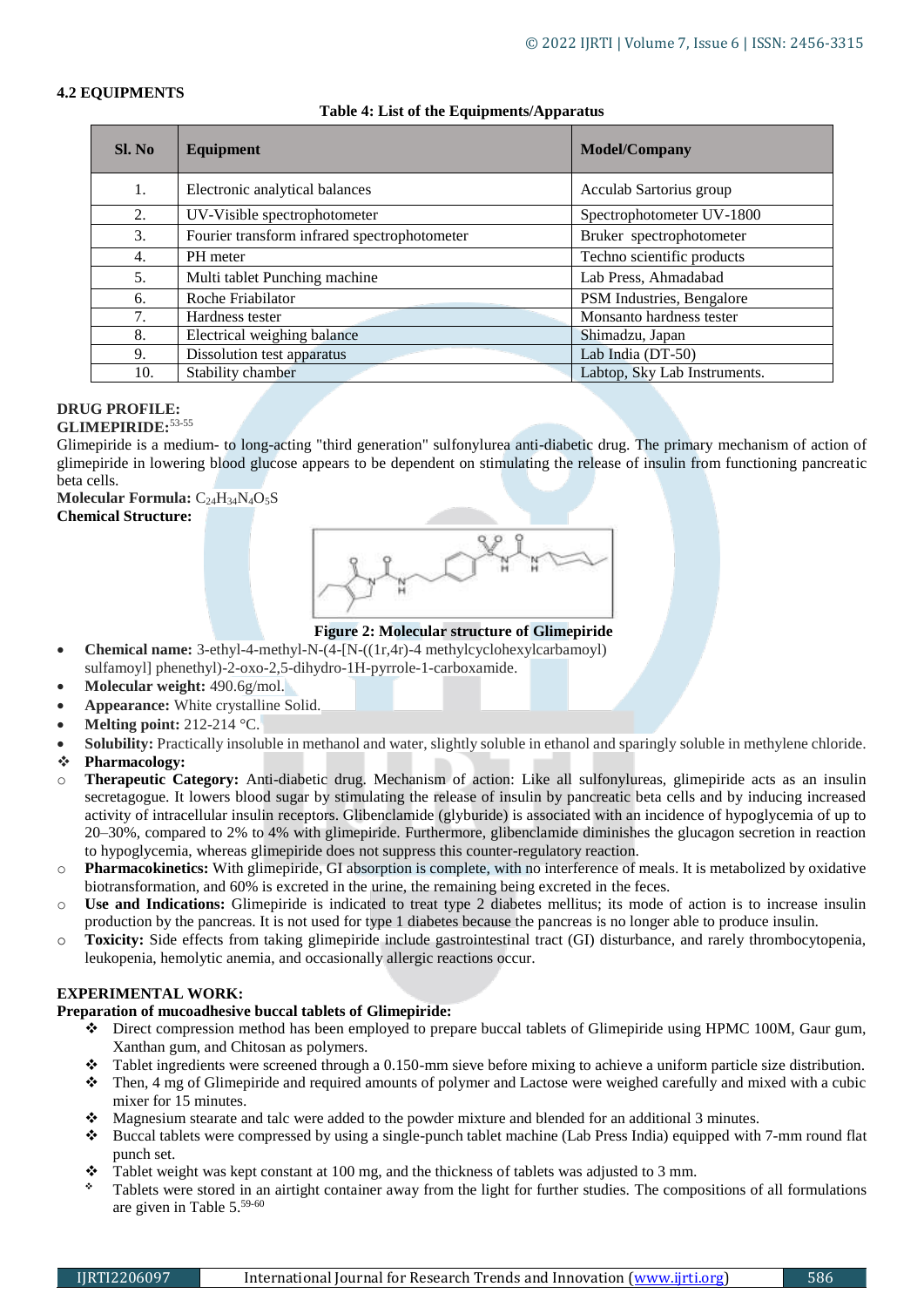### 4.2 EQUIPMENTS

**Table 4: List of the Equipments/Apparatus**

| Sl. No | Equipment | Model/Company |
|---|---|---|
| 1. | Electronic analytical balances | Acculab Sartorius group |
| 2. | UV-Visible spectrophotometer | Spectrophotometer UV-1800 |
| 3. | Fourier transform infrared spectrophotometer | Bruker spectrophotometer |
| 4. | PH meter | Techno scientific products |
| 5. | Multi tablet Punching machine | Lab Press, Ahmadabad |
| 6. | Roche Friabilator | PSM Industries, Bengalore |
| 7. | Hardness tester | Monsanto hardness tester |
| 8. | Electrical weighing balance | Shimadzu, Japan |
| 9. | Dissolution test apparatus | Lab India (DT-50) |
| 10. | Stability chamber | Labtop, Sky Lab Instruments. |

**DRUG PROFILE:**

**GLIMEPIRIDE:**[53-55]

Glimepiride is a medium- to long-acting "third generation" sulfonylurea anti-diabetic drug. The primary mechanism of action of glimepiride in lowering blood glucose appears to be dependent on stimulating the release of insulin from functioning pancreatic beta cells.

**Molecular Formula:** $C_{24}H_{34}N_4O_5S$

**Chemical Structure:**

**Figure 2: Molecular structure of Glimepiride**

- **Chemical name:** 3-ethyl-4-methyl-N-(4-[N-((1r,4r)-4 methylcyclohexylcarbamoyl) sulfamoyl] phenethyl)-2-oxo-2,5-dihydro-1H-pyrrole-1-carboxamide.
- **Molecular weight:** 490.6g/mol.
- **Appearance:** White crystalline Solid.
- **Melting point:** 212-214 °C.
- **Solubility:** Practically insoluble in methanol and water, slightly soluble in ethanol and sparingly soluble in methylene chloride.
- **Pharmacology:**
  - **Therapeutic Category:** Anti-diabetic drug. Mechanism of action: Like all sulfonylureas, glimepiride acts as an insulin secretagogue. It lowers blood sugar by stimulating the release of insulin by pancreatic beta cells and by inducing increased activity of intracellular insulin receptors. Glibenclamide (glyburide) is associated with an incidence of hypoglycemia of up to 20–30%, compared to 2% to 4% with glimepiride. Furthermore, glibenclamide diminishes the glucagon secretion in reaction to hypoglycemia, whereas glimepiride does not suppress this counter-regulatory reaction.
  - **Pharmacokinetics:** With glimepiride, GI absorption is complete, with no interference of meals. It is metabolized by oxidative biotransformation, and 60% is excreted in the urine, the remaining being excreted in the feces.
  - **Use and Indications:** Glimepiride is indicated to treat type 2 diabetes mellitus; its mode of action is to increase insulin production by the pancreas. It is not used for type 1 diabetes because the pancreas is no longer able to produce insulin.
  - **Toxicity:** Side effects from taking glimepiride include gastrointestinal tract (GI) disturbance, and rarely thrombocytopenia, leukopenia, hemolytic anemia, and occasionally allergic reactions occur.

**EXPERIMENTAL WORK:**

**Preparation of mucoadhesive buccal tablets of Glimepiride:**

- Direct compression method has been employed to prepare buccal tablets of Glimepiride using HPMC 100M, Gaur gum, Xanthan gum, and Chitosan as polymers.
- Tablet ingredients were screened through a 0.150-mm sieve before mixing to achieve a uniform particle size distribution.
- Then, 4 mg of Glimepiride and required amounts of polymer and Lactose were weighed carefully and mixed with a cubic mixer for 15 minutes.
- Magnesium stearate and talc were added to the powder mixture and blended for an additional 3 minutes.
- Buccal tablets were compressed by using a single-punch tablet machine (Lab Press India) equipped with 7-mm round flat punch set.
- Tablet weight was kept constant at 100 mg, and the thickness of tablets was adjusted to 3 mm.
- Tablets were stored in an airtight container away from the light for further studies. The compositions of all formulations are given in Table 5.[59-60]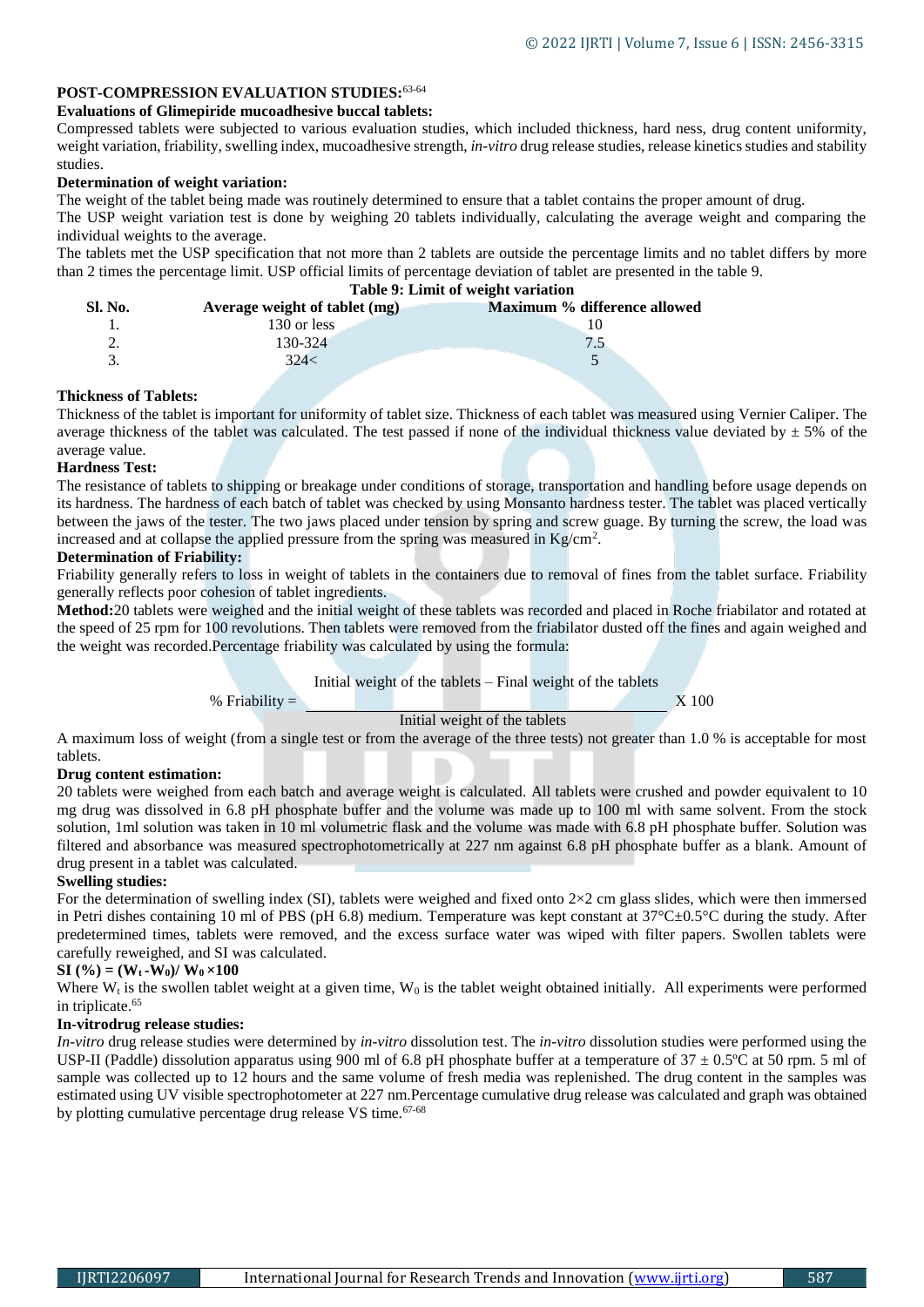**POST-COMPRESSION EVALUATION STUDIES:**[63-64]

**Evaluations of Glimepiride mucoadhesive buccal tablets:**

Compressed tablets were subjected to various evaluation studies, which included thickness, hard ness, drug content uniformity, weight variation, friability, swelling index, mucoadhesive strength, *in-vitro* drug release studies, release kinetics studies and stability studies.

**Determination of weight variation:**

The weight of the tablet being made was routinely determined to ensure that a tablet contains the proper amount of drug.

The USP weight variation test is done by weighing 20 tablets individually, calculating the average weight and comparing the individual weights to the average.

The tablets met the USP specification that not more than 2 tablets are outside the percentage limits and no tablet differs by more than 2 times the percentage limit. USP official limits of percentage deviation of tablet are presented in the table 9.

**Table 9: Limit of weight variation**

| Sl. No. | Average weight of tablet (mg) | Maximum % difference allowed |
|---|---|---|
| 1. | 130 or less | 10 |
| 2. | 130-324 | 7.5 |
| 3. | 324< | 5 |

**Thickness of Tablets:**

Thickness of the tablet is important for uniformity of tablet size. Thickness of each tablet was measured using Vernier Caliper. The average thickness of the tablet was calculated. The test passed if none of the individual thickness value deviated by ± 5% of the average value.

**Hardness Test:**

The resistance of tablets to shipping or breakage under conditions of storage, transportation and handling before usage depends on its hardness. The hardness of each batch of tablet was checked by using Monsanto hardness tester. The tablet was placed vertically between the jaws of the tester. The two jaws placed under tension by spring and screw guage. By turning the screw, the load was increased and at collapse the applied pressure from the spring was measured in $Kg/cm^2$.

**Determination of Friability:**

Friability generally refers to loss in weight of tablets in the containers due to removal of fines from the tablet surface. Friability generally reflects poor cohesion of tablet ingredients.

**Method:**20 tablets were weighed and the initial weight of these tablets was recorded and placed in Roche friabilator and rotated at the speed of 25 rpm for 100 revolutions. Then tablets were removed from the friabilator dusted off the fines and again weighed and the weight was recorded.Percentage friability was calculated by using the formula:

$$\% \text{ Friability} = \frac{\text{Initial weight of the tablets} - \text{Final weight of the tablets}}{\text{Initial weight of the tablets}} \times 100$$

A maximum loss of weight (from a single test or from the average of the three tests) not greater than 1.0 % is acceptable for most tablets.

**Drug content estimation:**

20 tablets were weighed from each batch and average weight is calculated. All tablets were crushed and powder equivalent to 10 mg drug was dissolved in 6.8 pH phosphate buffer and the volume was made up to 100 ml with same solvent. From the stock solution, 1ml solution was taken in 10 ml volumetric flask and the volume was made with 6.8 pH phosphate buffer. Solution was filtered and absorbance was measured spectrophotometrically at 227 nm against 6.8 pH phosphate buffer as a blank. Amount of drug present in a tablet was calculated.

**Swelling studies:**

For the determination of swelling index (SI), tablets were weighed and fixed onto 2×2 cm glass slides, which were then immersed in Petri dishes containing 10 ml of PBS (pH 6.8) medium. Temperature was kept constant at 37°C±0.5°C during the study. After predetermined times, tablets were removed, and the excess surface water was wiped with filter papers. Swollen tablets were carefully reweighed, and SI was calculated.

**SI (%) = $(W_t - W_0) / W_0 \times 100$**

Where $W_t$ is the swollen tablet weight at a given time, $W_0$ is the tablet weight obtained initially. All experiments were performed in triplicate.[65]

**In-vitrodrug release studies:**

*In-vitro* drug release studies were determined by *in-vitro* dissolution test. The *in-vitro* dissolution studies were performed using the USP-II (Paddle) dissolution apparatus using 900 ml of 6.8 pH phosphate buffer at a temperature of 37 ± 0.5ºC at 50 rpm. 5 ml of sample was collected up to 12 hours and the same volume of fresh media was replenished. The drug content in the samples was estimated using UV visible spectrophotometer at 227 nm.Percentage cumulative drug release was calculated and graph was obtained by plotting cumulative percentage drug release VS time.[67-68]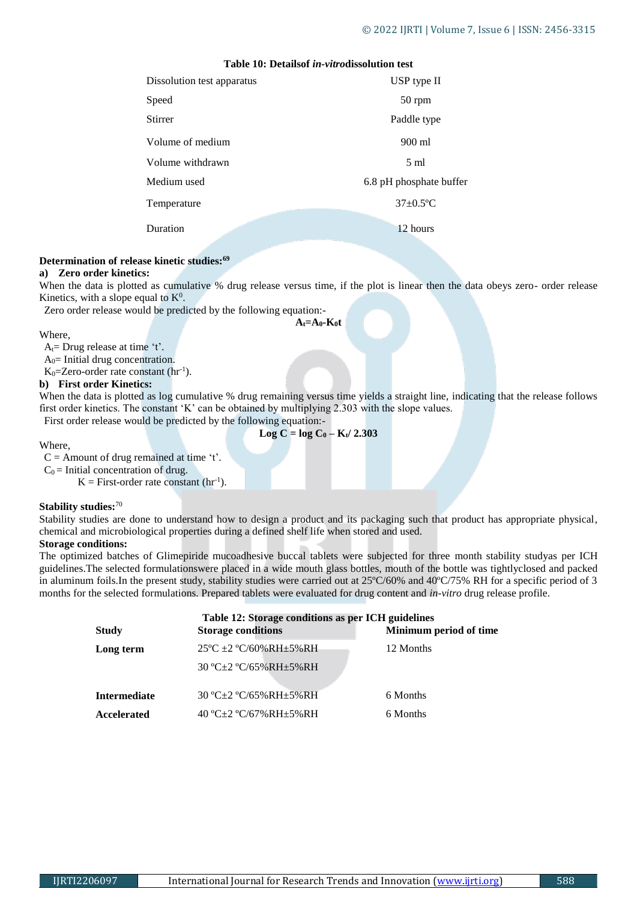**Table 10: Detailsof *in-vitro*dissolution test**

| | |
|---|---|
| Dissolution test apparatus | USP type II |
| Speed | 50 rpm |
| Stirrer | Paddle type |
| Volume of medium | 900 ml |
| Volume withdrawn | 5 ml |
| Medium used | 6.8 pH phosphate buffer |
| Temperature | 37±0.5ºC |
| Duration | 12 hours |

**Determination of release kinetic studies:**[69]

**a) Zero order kinetics:**

When the data is plotted as cumulative % drug release versus time, if the plot is linear then the data obeys zero- order release Kinetics, with a slope equal to $K^0$.

Zero order release would be predicted by the following equation:-

$$A_t = A_0 - K_0 t$$

Where,

$A_t$= Drug release at time 't'.

$A_0$= Initial drug concentration.

$K_0$=Zero-order rate constant ($hr^{-1}$).

**b) First order Kinetics:**

When the data is plotted as log cumulative % drug remaining versus time yields a straight line, indicating that the release follows first order kinetics. The constant 'K' can be obtained by multiplying 2.303 with the slope values.

First order release would be predicted by the following equation:-

$$\text{Log } C = \log C_0 - K_t / 2.303$$

Where,

C = Amount of drug remained at time 't'.

$C_0$ = Initial concentration of drug.

K = First-order rate constant ($hr^{-1}$).

**Stability studies:**[70]

Stability studies are done to understand how to design a product and its packaging such that product has appropriate physical, chemical and microbiological properties during a defined shelf life when stored and used.

**Storage conditions:**

The optimized batches of Glimepiride mucoadhesive buccal tablets were subjected for three month stability studyas per ICH guidelines.The selected formulationswere placed in a wide mouth glass bottles, mouth of the bottle was tightlyclosed and packed in aluminum foils.In the present study, stability studies were carried out at 25ºC/60% and 40ºC/75% RH for a specific period of 3 months for the selected formulations. Prepared tablets were evaluated for drug content and *in-vitro* drug release profile.

**Table 12: Storage conditions as per ICH guidelines**

| Study | Storage conditions | Minimum period of time |
|---|---|---|
| **Long term** | 25ºC ±2 ºC/60%RH±5%RH | 12 Months |
| | 30 ºC±2 ºC/65%RH±5%RH | |
| **Intermediate** | 30 ºC±2 ºC/65%RH±5%RH | 6 Months |
| **Accelerated** | 40 ºC±2 ºC/67%RH±5%RH | 6 Months |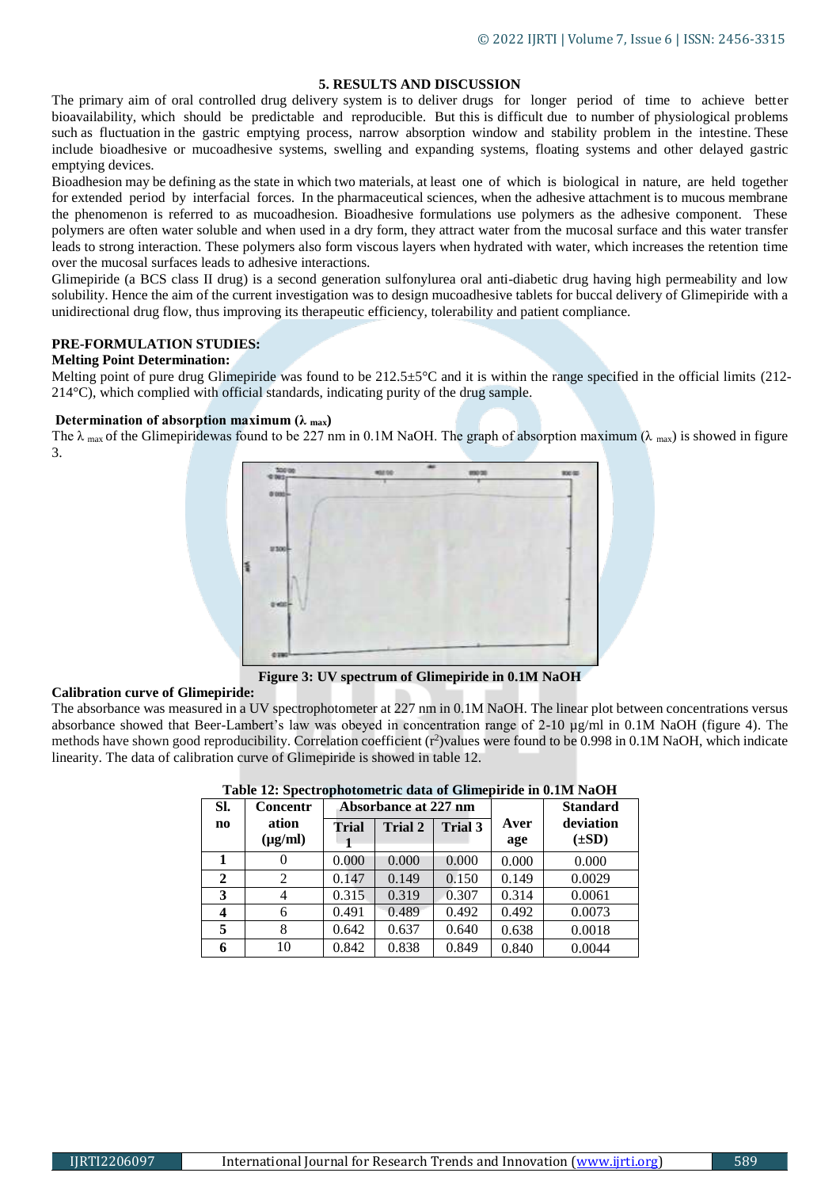## 5. RESULTS AND DISCUSSION

The primary aim of oral controlled drug delivery system is to deliver drugs for longer period of time to achieve better bioavailability, which should be predictable and reproducible. But this is difficult due to number of physiological problems such as fluctuation in the gastric emptying process, narrow absorption window and stability problem in the intestine. These include bioadhesive or mucoadhesive systems, swelling and expanding systems, floating systems and other delayed gastric emptying devices.

Bioadhesion may be defining as the state in which two materials, at least one of which is biological in nature, are held together for extended period by interfacial forces. In the pharmaceutical sciences, when the adhesive attachment is to mucous membrane the phenomenon is referred to as mucoadhesion. Bioadhesive formulations use polymers as the adhesive component. These polymers are often water soluble and when used in a dry form, they attract water from the mucosal surface and this water transfer leads to strong interaction. These polymers also form viscous layers when hydrated with water, which increases the retention time over the mucosal surfaces leads to adhesive interactions.

Glimepiride (a BCS class II drug) is a second generation sulfonylurea oral anti-diabetic drug having high permeability and low solubility. Hence the aim of the current investigation was to design mucoadhesive tablets for buccal delivery of Glimepiride with a unidirectional drug flow, thus improving its therapeutic efficiency, tolerability and patient compliance.

### PRE-FORMULATION STUDIES:

**Melting Point Determination:**

Melting point of pure drug Glimepiride was found to be 212.5±5°C and it is within the range specified in the official limits (212-214°C), which complied with official standards, indicating purity of the drug sample.

**Determination of absorption maximum ($\lambda_{max}$)**

The $\lambda_{max}$ of the Glimepiridewas found to be 227 nm in 0.1M NaOH. The graph of absorption maximum ($\lambda_{max}$) is showed in figure 3.

**Figure 3: UV spectrum of Glimepiride in 0.1M NaOH**

**Calibration curve of Glimepiride:**

The absorbance was measured in a UV spectrophotometer at 227 nm in 0.1M NaOH. The linear plot between concentrations versus absorbance showed that Beer-Lambert's law was obeyed in concentration range of 2-10 µg/ml in 0.1M NaOH (figure 4). The methods have shown good reproducibility. Correlation coefficient ($r^2$)values were found to be 0.998 in 0.1M NaOH, which indicate linearity. The data of calibration curve of Glimepiride is showed in table 12.

**Table 12: Spectrophotometric data of Glimepiride in 0.1M NaOH**

| Sl. no | Concentration (µg/ml) | Absorbance at 227 nm | | | Average | Standard deviation (±SD) |
|---|---|---|---|---|---|---|
| | | Trial 1 | Trial 2 | Trial 3 | | |
| 1 | 0 | 0.000 | 0.000 | 0.000 | 0.000 | 0.000 |
| 2 | 2 | 0.147 | 0.149 | 0.150 | 0.149 | 0.0029 |
| 3 | 4 | 0.315 | 0.319 | 0.307 | 0.314 | 0.0061 |
| 4 | 6 | 0.491 | 0.489 | 0.492 | 0.492 | 0.0073 |
| 5 | 8 | 0.642 | 0.637 | 0.640 | 0.638 | 0.0018 |
| 6 | 10 | 0.842 | 0.838 | 0.849 | 0.840 | 0.0044 |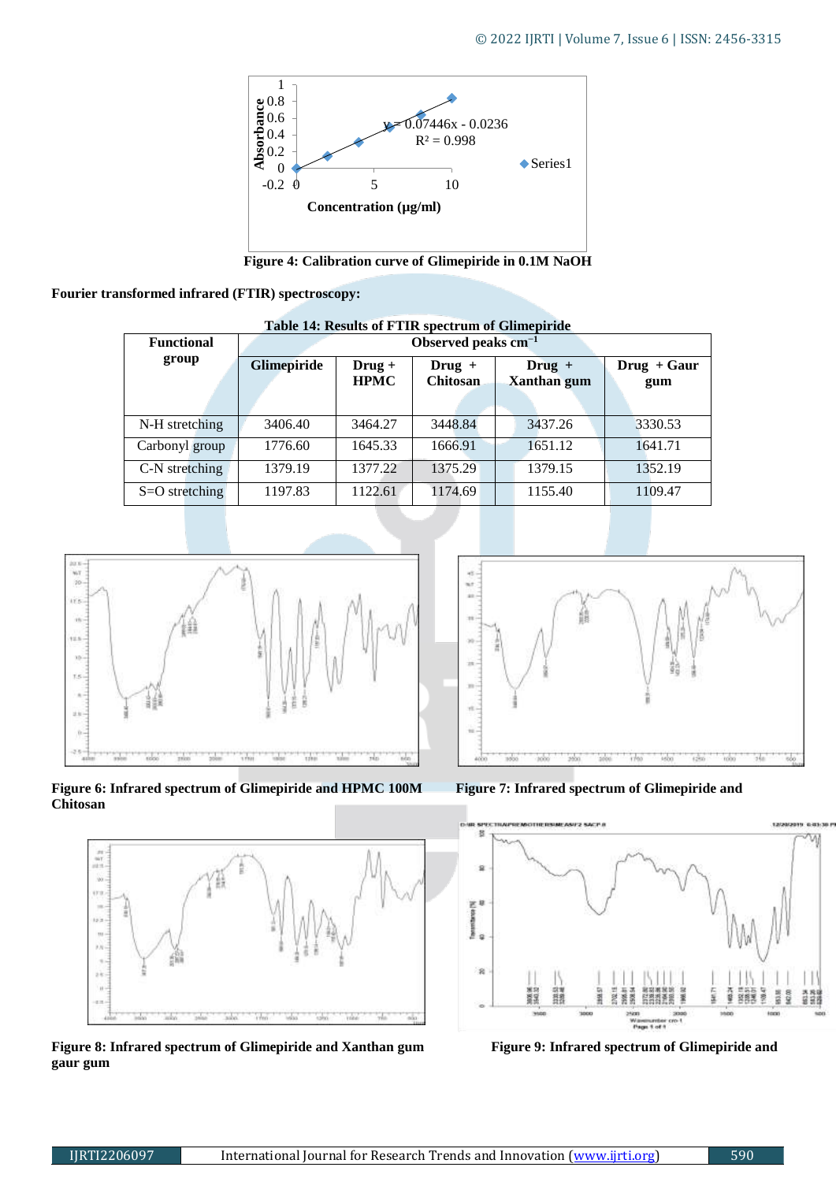Figure 4: Calibration curve of Glimepiride in 0.1M NaOH

**Fourier transformed infrared (FTIR) spectroscopy:**

**Table 14: Results of FTIR spectrum of Glimepiride**

| Functional group | Observed peaks $cm^{-1}$ | | | | |
|---|---|---|---|---|---|
| | Glimepiride | Drug + HPMC | Drug + Chitosan | Drug + Xanthan gum | Drug + Gaur gum |
| N-H stretching | 3406.40 | 3464.27 | 3448.84 | 3437.26 | 3330.53 |
| Carbonyl group | 1776.60 | 1645.33 | 1666.91 | 1651.12 | 1641.71 |
| C-N stretching | 1379.19 | 1377.22 | 1375.29 | 1379.15 | 1352.19 |
| S=O stretching | 1197.83 | 1122.61 | 1174.69 | 1155.40 | 1109.47 |

**Figure 6: Infrared spectrum of Glimepiride and HPMC 100M**

**Figure 7: Infrared spectrum of Glimepiride and Chitosan**

**Figure 8: Infrared spectrum of Glimepiride and Xanthan gum**

**Figure 9: Infrared spectrum of Glimepiride and gaur gum**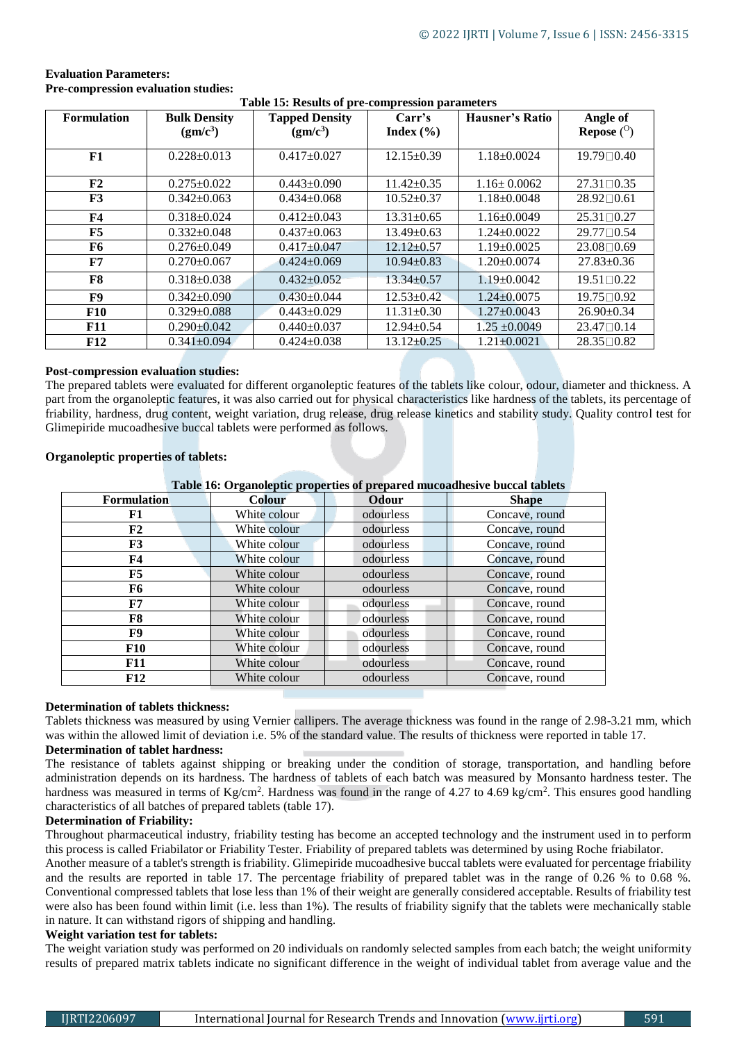**Evaluation Parameters:**

**Pre-compression evaluation studies:**

**Table 15: Results of pre-compression parameters**

| Formulation | Bulk Density ($gm/c^3$) | Tapped Density ($gm/c^3$) | Carr's Index (%) | Hausner's Ratio | Angle of Repose ($^O$) |
|---|---|---|---|---|---|
| F1 | 0.228±0.013 | 0.417±0.027 | 12.15±0.39 | 1.18±0.0024 | 19.79□0.40 |
| F2 | 0.275±0.022 | 0.443±0.090 | 11.42±0.35 | 1.16± 0.0062 | 27.31□0.35 |
| F3 | 0.342±0.063 | 0.434±0.068 | 10.52±0.37 | 1.18±0.0048 | 28.92□0.61 |
| F4 | 0.318±0.024 | 0.412±0.043 | 13.31±0.65 | 1.16±0.0049 | 25.31□0.27 |
| F5 | 0.332±0.048 | 0.437±0.063 | 13.49±0.63 | 1.24±0.0022 | 29.77□0.54 |
| F6 | 0.276±0.049 | 0.417±0.047 | 12.12±0.57 | 1.19±0.0025 | 23.08□0.69 |
| F7 | 0.270±0.067 | 0.424±0.069 | 10.94±0.83 | 1.20±0.0074 | 27.83±0.36 |
| F8 | 0.318±0.038 | 0.432±0.052 | 13.34±0.57 | 1.19±0.0042 | 19.51□0.22 |
| F9 | 0.342±0.090 | 0.430±0.044 | 12.53±0.42 | 1.24±0.0075 | 19.75□0.92 |
| F10 | 0.329±0.088 | 0.443±0.029 | 11.31±0.30 | 1.27±0.0043 | 26.90±0.34 |
| F11 | 0.290±0.042 | 0.440±0.037 | 12.94±0.54 | 1.25 ±0.0049 | 23.47□0.14 |
| F12 | 0.341±0.094 | 0.424±0.038 | 13.12±0.25 | 1.21±0.0021 | 28.35□0.82 |

**Post-compression evaluation studies:**

The prepared tablets were evaluated for different organoleptic features of the tablets like colour, odour, diameter and thickness. A part from the organoleptic features, it was also carried out for physical characteristics like hardness of the tablets, its percentage of friability, hardness, drug content, weight variation, drug release, drug release kinetics and stability study. Quality control test for Glimepiride mucoadhesive buccal tablets were performed as follows.

**Organoleptic properties of tablets:**

**Table 16: Organoleptic properties of prepared mucoadhesive buccal tablets**

| Formulation | Colour | Odour | Shape |
|---|---|---|---|
| F1 | White colour | odourless | Concave, round |
| F2 | White colour | odourless | Concave, round |
| F3 | White colour | odourless | Concave, round |
| F4 | White colour | odourless | Concave, round |
| F5 | White colour | odourless | Concave, round |
| F6 | White colour | odourless | Concave, round |
| F7 | White colour | odourless | Concave, round |
| F8 | White colour | odourless | Concave, round |
| F9 | White colour | odourless | Concave, round |
| F10 | White colour | odourless | Concave, round |
| F11 | White colour | odourless | Concave, round |
| F12 | White colour | odourless | Concave, round |

**Determination of tablets thickness:**

Tablets thickness was measured by using Vernier callipers. The average thickness was found in the range of 2.98-3.21 mm, which was within the allowed limit of deviation i.e. 5% of the standard value. The results of thickness were reported in table 17.

**Determination of tablet hardness:**

The resistance of tablets against shipping or breaking under the condition of storage, transportation, and handling before administration depends on its hardness. The hardness of tablets of each batch was measured by Monsanto hardness tester. The hardness was measured in terms of $Kg/cm^2$. Hardness was found in the range of 4.27 to 4.69 $kg/cm^2$. This ensures good handling characteristics of all batches of prepared tablets (table 17).

**Determination of Friability:**

Throughout pharmaceutical industry, friability testing has become an accepted technology and the instrument used in to perform this process is called Friabilator or Friability Tester. Friability of prepared tablets was determined by using Roche friabilator.

Another measure of a tablet's strength is friability. Glimepiride mucoadhesive buccal tablets were evaluated for percentage friability and the results are reported in table 17. The percentage friability of prepared tablet was in the range of 0.26 % to 0.68 %. Conventional compressed tablets that lose less than 1% of their weight are generally considered acceptable. Results of friability test were also has been found within limit (i.e. less than 1%). The results of friability signify that the tablets were mechanically stable in nature. It can withstand rigors of shipping and handling.

**Weight variation test for tablets:**

The weight variation study was performed on 20 individuals on randomly selected samples from each batch; the weight uniformity results of prepared matrix tablets indicate no significant difference in the weight of individual tablet from average value and the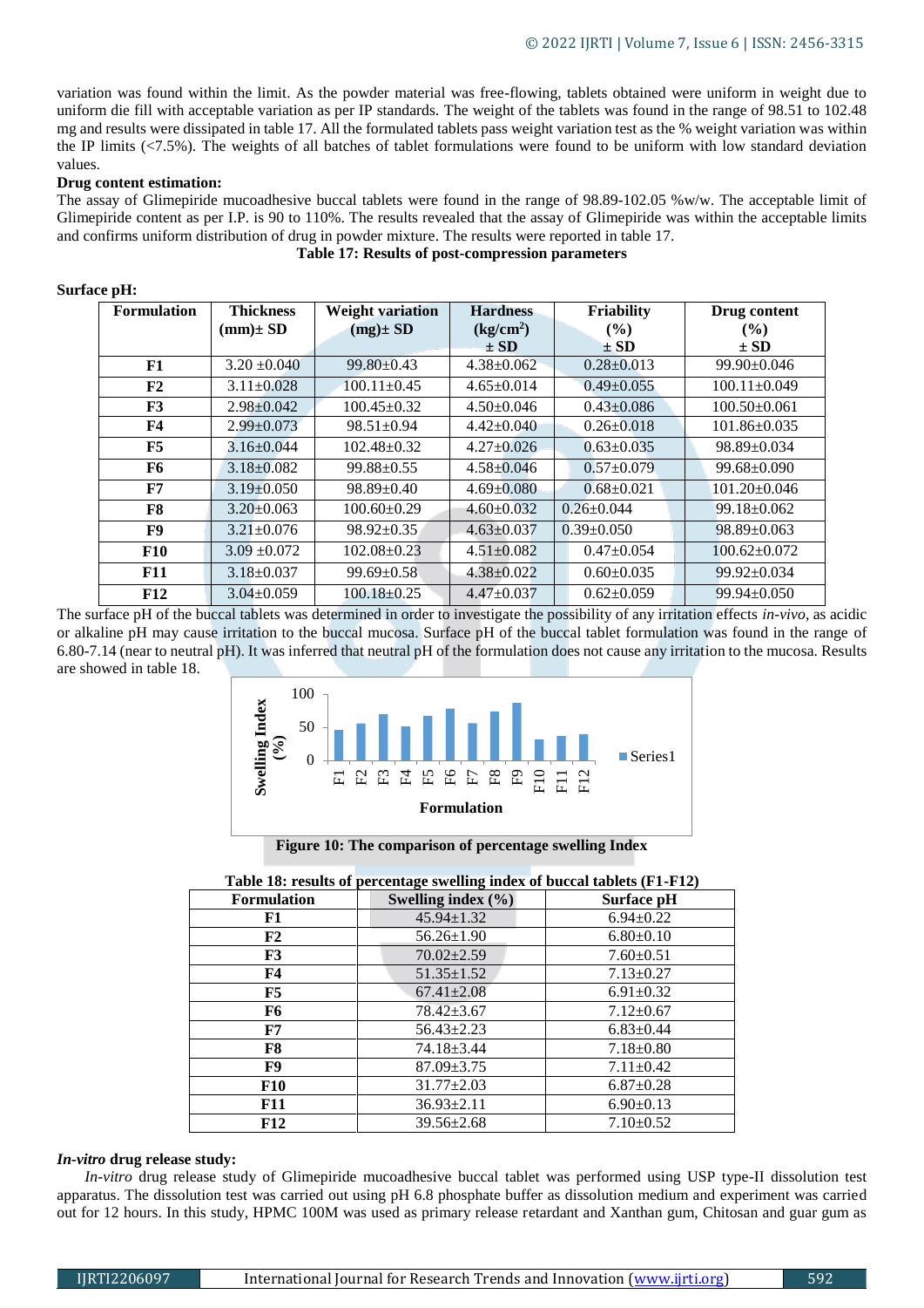variation was found within the limit. As the powder material was free-flowing, tablets obtained were uniform in weight due to uniform die fill with acceptable variation as per IP standards. The weight of the tablets was found in the range of 98.51 to 102.48 mg and results were dissipated in table 17. All the formulated tablets pass weight variation test as the % weight variation was within the IP limits (<7.5%). The weights of all batches of tablet formulations were found to be uniform with low standard deviation values.

**Drug content estimation:**

The assay of Glimepiride mucoadhesive buccal tablets were found in the range of 98.89-102.05 %w/w. The acceptable limit of Glimepiride content as per I.P. is 90 to 110%. The results revealed that the assay of Glimepiride was within the acceptable limits and confirms uniform distribution of drug in powder mixture. The results were reported in table 17.

**Table 17: Results of post-compression parameters**

| Formulation | Thickness (mm)± SD | Weight variation (mg)± SD | Hardness ($kg/cm^2$) ± SD | Friability (%) ± SD | Drug content (%) ± SD |
|---|---|---|---|---|---|
| F1 | 3.20 ±0.040 | 99.80±0.43 | 4.38±0.062 | 0.28±0.013 | 99.90±0.046 |
| F2 | 3.11±0.028 | 100.11±0.45 | 4.65±0.014 | 0.49±0.055 | 100.11±0.049 |
| F3 | 2.98±0.042 | 100.45±0.32 | 4.50±0.046 | 0.43±0.086 | 100.50±0.061 |
| F4 | 2.99±0.073 | 98.51±0.94 | 4.42±0.040 | 0.26±0.018 | 101.86±0.035 |
| F5 | 3.16±0.044 | 102.48±0.32 | 4.27±0.026 | 0.63±0.035 | 98.89±0.034 |
| F6 | 3.18±0.082 | 99.88±0.55 | 4.58±0.046 | 0.57±0.079 | 99.68±0.090 |
| F7 | 3.19±0.050 | 98.89±0.40 | 4.69±0.080 | 0.68±0.021 | 101.20±0.046 |
| F8 | 3.20±0.063 | 100.60±0.29 | 4.60±0.032 | 0.26±0.044 | 99.18±0.062 |
| F9 | 3.21±0.076 | 98.92±0.35 | 4.63±0.037 | 0.39±0.050 | 98.89±0.063 |
| F10 | 3.09 ±0.072 | 102.08±0.23 | 4.51±0.082 | 0.47±0.054 | 100.62±0.072 |
| F11 | 3.18±0.037 | 99.69±0.58 | 4.38±0.022 | 0.60±0.035 | 99.92±0.034 |
| F12 | 3.04±0.059 | 100.18±0.25 | 4.47±0.037 | 0.62±0.059 | 99.94±0.050 |

**Surface pH:**

The surface pH of the buccal tablets was determined in order to investigate the possibility of any irritation effects *in-vivo*, as acidic or alkaline pH may cause irritation to the buccal mucosa. Surface pH of the buccal tablet formulation was found in the range of 6.80-7.14 (near to neutral pH). It was inferred that neutral pH of the formulation does not cause any irritation to the mucosa. Results are showed in table 18.

**Figure 10: The comparison of percentage swelling Index**

**Table 18: results of percentage swelling index of buccal tablets (F1-F12)**

| Formulation | Swelling index (%) | Surface pH |
|---|---|---|
| F1 | 45.94±1.32 | 6.94±0.22 |
| F2 | 56.26±1.90 | 6.80±0.10 |
| F3 | 70.02±2.59 | 7.60±0.51 |
| F4 | 51.35±1.52 | 7.13±0.27 |
| F5 | 67.41±2.08 | 6.91±0.32 |
| F6 | 78.42±3.67 | 7.12±0.67 |
| F7 | 56.43±2.23 | 6.83±0.44 |
| F8 | 74.18±3.44 | 7.18±0.80 |
| F9 | 87.09±3.75 | 7.11±0.42 |
| F10 | 31.77±2.03 | 6.87±0.28 |
| F11 | 36.93±2.11 | 6.90±0.13 |
| F12 | 39.56±2.68 | 7.10±0.52 |

**_In-vitro_ drug release study:**

*In-vitro* drug release study of Glimepiride mucoadhesive buccal tablet was performed using USP type-II dissolution test apparatus. The dissolution test was carried out using pH 6.8 phosphate buffer as dissolution medium and experiment was carried out for 12 hours. In this study, HPMC 100M was used as primary release retardant and Xanthan gum, Chitosan and guar gum as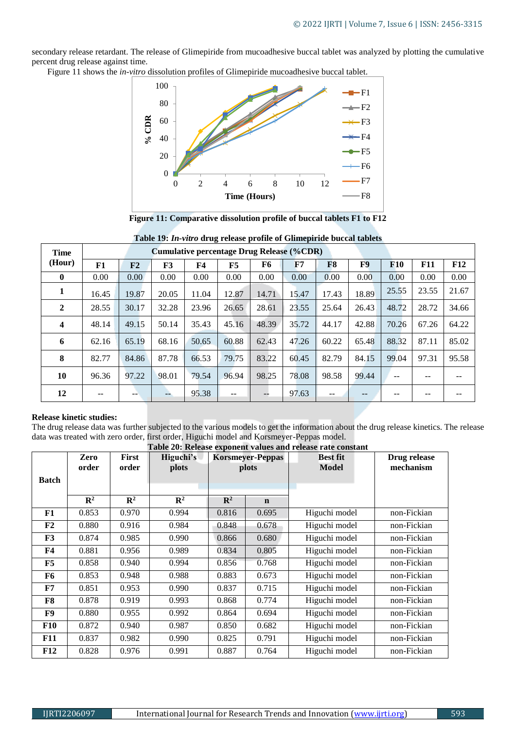secondary release retardant. The release of Glimepiride from mucoadhesive buccal tablet was analyzed by plotting the cumulative percent drug release against time.

Figure 11 shows the *in-vitro* dissolution profiles of Glimepiride mucoadhesive buccal tablet.

**Figure 11: Comparative dissolution profile of buccal tablets F1 to F12**

**Table 19: *In-vitro* drug release profile of Glimepiride buccal tablets**

| Time (Hour) | Cumulative percentage Drug Release (%CDR) | | | | | | | | | | | |
|---|---|---|---|---|---|---|---|---|---|---|---|---|
| | F1 | F2 | F3 | F4 | F5 | F6 | F7 | F8 | F9 | F10 | F11 | F12 |
| 0 | 0.00 | 0.00 | 0.00 | 0.00 | 0.00 | 0.00 | 0.00 | 0.00 | 0.00 | 0.00 | 0.00 | 0.00 |
| 1 | 16.45 | 19.87 | 20.05 | 11.04 | 12.87 | 14.71 | 15.47 | 17.43 | 18.89 | 25.55 | 23.55 | 21.67 |
| 2 | 28.55 | 30.17 | 32.28 | 23.96 | 26.65 | 28.61 | 23.55 | 25.64 | 26.43 | 48.72 | 28.72 | 34.66 |
| 4 | 48.14 | 49.15 | 50.14 | 35.43 | 45.16 | 48.39 | 35.72 | 44.17 | 42.88 | 70.26 | 67.26 | 64.22 |
| 6 | 62.16 | 65.19 | 68.16 | 50.65 | 60.88 | 62.43 | 47.26 | 60.22 | 65.48 | 88.32 | 87.11 | 85.02 |
| 8 | 82.77 | 84.86 | 87.78 | 66.53 | 79.75 | 83.22 | 60.45 | 82.79 | 84.15 | 99.04 | 97.31 | 95.58 |
| 10 | 96.36 | 97.22 | 98.01 | 79.54 | 96.94 | 98.25 | 78.08 | 98.58 | 99.44 | -- | -- | -- |
| 12 | -- | -- | -- | 95.38 | -- | -- | 97.63 | -- | -- | -- | -- | -- |

**Release kinetic studies:**

The drug release data was further subjected to the various models to get the information about the drug release kinetics. The release data was treated with zero order, first order, Higuchi model and Korsmeyer-Peppas model.

**Table 20: Release exponent values and release rate constant**

| Batch | Zero order | First order | Higuchi's plots | Korsmeyer-Peppas plots | | Best fit Model | Drug release mechanism |
|---|---|---|---|---|---|---|---|
| | $R^2$ | $R^2$ | $R^2$ | $R^2$ | n | | |
| F1 | 0.853 | 0.970 | 0.994 | 0.816 | 0.695 | Higuchi model | non-Fickian |
| F2 | 0.880 | 0.916 | 0.984 | 0.848 | 0.678 | Higuchi model | non-Fickian |
| F3 | 0.874 | 0.985 | 0.990 | 0.866 | 0.680 | Higuchi model | non-Fickian |
| F4 | 0.881 | 0.956 | 0.989 | 0.834 | 0.805 | Higuchi model | non-Fickian |
| F5 | 0.858 | 0.940 | 0.994 | 0.856 | 0.768 | Higuchi model | non-Fickian |
| F6 | 0.853 | 0.948 | 0.988 | 0.883 | 0.673 | Higuchi model | non-Fickian |
| F7 | 0.851 | 0.953 | 0.990 | 0.837 | 0.715 | Higuchi model | non-Fickian |
| F8 | 0.878 | 0.919 | 0.993 | 0.868 | 0.774 | Higuchi model | non-Fickian |
| F9 | 0.880 | 0.955 | 0.992 | 0.864 | 0.694 | Higuchi model | non-Fickian |
| F10 | 0.872 | 0.940 | 0.987 | 0.850 | 0.682 | Higuchi model | non-Fickian |
| F11 | 0.837 | 0.982 | 0.990 | 0.825 | 0.791 | Higuchi model | non-Fickian |
| F12 | 0.828 | 0.976 | 0.991 | 0.887 | 0.764 | Higuchi model | non-Fickian |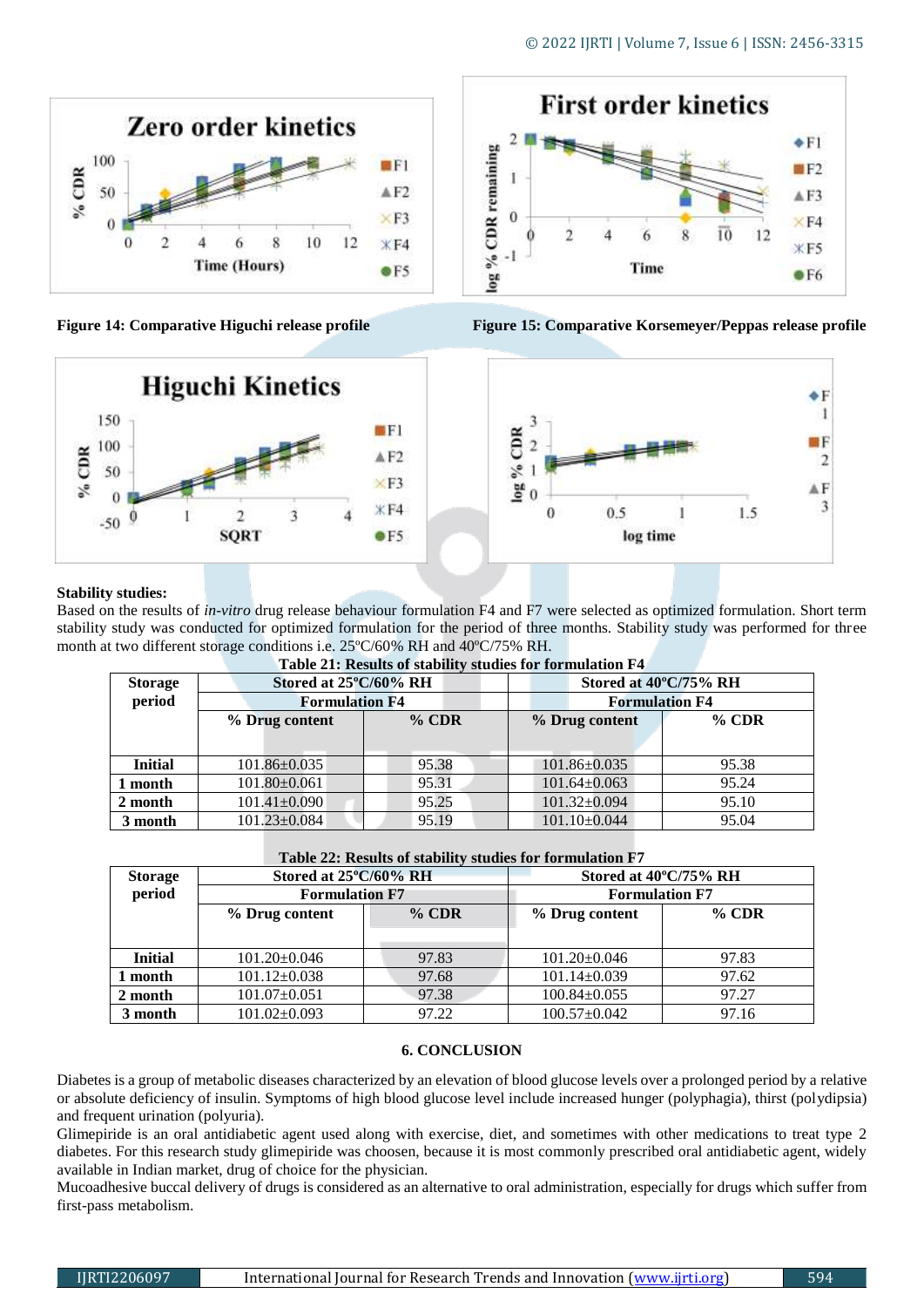Figure 14: Comparative Higuchi release profile

Figure 15: Comparative Korsemeyer/Peppas release profile

**Stability studies:**

Based on the results of *in-vitro* drug release behaviour formulation F4 and F7 were selected as optimized formulation. Short term stability study was conducted for optimized formulation for the period of three months. Stability study was performed for three month at two different storage conditions i.e. 25ºC/60% RH and 40ºC/75% RH.

**Table 21: Results of stability studies for formulation F4**

| Storage period | Stored at 25ºC/60% RH | | Stored at 40ºC/75% RH | |
|---|---|---|---|---|
| | Formulation F4 | | Formulation F4 | |
| | % Drug content | % CDR | % Drug content | % CDR |
| **Initial** | 101.86±0.035 | 95.38 | 101.86±0.035 | 95.38 |
| **1 month** | 101.80±0.061 | 95.31 | 101.64±0.063 | 95.24 |
| **2 month** | 101.41±0.090 | 95.25 | 101.32±0.094 | 95.10 |
| **3 month** | 101.23±0.084 | 95.19 | 101.10±0.044 | 95.04 |

**Table 22: Results of stability studies for formulation F7**

| Storage period | Stored at 25ºC/60% RH | | Stored at 40ºC/75% RH | |
|---|---|---|---|---|
| | Formulation F7 | | Formulation F7 | |
| | % Drug content | % CDR | % Drug content | % CDR |
| **Initial** | 101.20±0.046 | 97.83 | 101.20±0.046 | 97.83 |
| **1 month** | 101.12±0.038 | 97.68 | 101.14±0.039 | 97.62 |
| **2 month** | 101.07±0.051 | 97.38 | 100.84±0.055 | 97.27 |
| **3 month** | 101.02±0.093 | 97.22 | 100.57±0.042 | 97.16 |

## 6. CONCLUSION

Diabetes is a group of metabolic diseases characterized by an elevation of blood glucose levels over a prolonged period by a relative or absolute deficiency of insulin. Symptoms of high blood glucose level include increased hunger (polyphagia), thirst (polydipsia) and frequent urination (polyuria).

Glimepiride is an oral antidiabetic agent used along with exercise, diet, and sometimes with other medications to treat type 2 diabetes. For this research study glimepiride was choosen, because it is most commonly prescribed oral antidiabetic agent, widely available in Indian market, drug of choice for the physician.

Mucoadhesive buccal delivery of drugs is considered as an alternative to oral administration, especially for drugs which suffer from first-pass metabolism.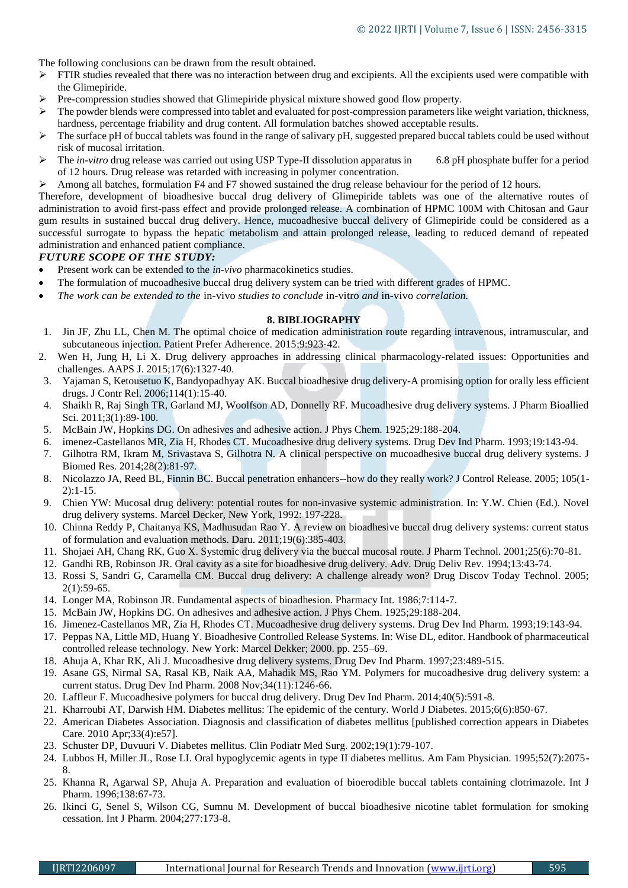The following conclusions can be drawn from the result obtained.

- FTIR studies revealed that there was no interaction between drug and excipients. All the excipients used were compatible with the Glimepiride.
- Pre-compression studies showed that Glimepiride physical mixture showed good flow property.
- The powder blends were compressed into tablet and evaluated for post-compression parameters like weight variation, thickness, hardness, percentage friability and drug content. All formulation batches showed acceptable results.
- The surface pH of buccal tablets was found in the range of salivary pH, suggested prepared buccal tablets could be used without risk of mucosal irritation.
- The *in-vitro* drug release was carried out using USP Type-II dissolution apparatus in 6.8 pH phosphate buffer for a period of 12 hours. Drug release was retarded with increasing in polymer concentration.
- Among all batches, formulation F4 and F7 showed sustained the drug release behaviour for the period of 12 hours.

Therefore, development of bioadhesive buccal drug delivery of Glimepiride tablets was one of the alternative routes of administration to avoid first-pass effect and provide prolonged release. A combination of HPMC 100M with Chitosan and Gaur gum results in sustained buccal drug delivery. Hence, mucoadhesive buccal delivery of Glimepiride could be considered as a successful surrogate to bypass the hepatic metabolism and attain prolonged release, leading to reduced demand of repeated administration and enhanced patient compliance.

### *FUTURE SCOPE OF THE STUDY:*

- Present work can be extended to the *in-vivo* pharmacokinetics studies.
- The formulation of mucoadhesive buccal drug delivery system can be tried with different grades of HPMC.
- *The work can be extended to the* in-vivo *studies to conclude* in-vitro *and* in-vivo *correlation.*

## 8. BIBLIOGRAPHY

1. Jin JF, Zhu LL, Chen M. The optimal choice of medication administration route regarding intravenous, intramuscular, and subcutaneous injection. Patient Prefer Adherence. 2015;9:923-42.
2. Wen H, Jung H, Li X. Drug delivery approaches in addressing clinical pharmacology-related issues: Opportunities and challenges. AAPS J. 2015;17(6):1327-40.
3. Yajaman S, Ketousetuo K, Bandyopadhyay AK. Buccal bioadhesive drug delivery-A promising option for orally less efficient drugs. J Contr Rel. 2006;114(1):15-40.
4. Shaikh R, Raj Singh TR, Garland MJ, Woolfson AD, Donnelly RF. Mucoadhesive drug delivery systems. J Pharm Bioallied Sci. 2011;3(1):89-100.
5. McBain JW, Hopkins DG. On adhesives and adhesive action. J Phys Chem. 1925;29:188-204.
6. imenez-Castellanos MR, Zia H, Rhodes CT. Mucoadhesive drug delivery systems. Drug Dev Ind Pharm. 1993;19:143-94.
7. Gilhotra RM, Ikram M, Srivastava S, Gilhotra N. A clinical perspective on mucoadhesive buccal drug delivery systems. J Biomed Res. 2014;28(2):81-97.
8. Nicolazzo JA, Reed BL, Finnin BC. Buccal penetration enhancers--how do they really work? J Control Release. 2005; 105(1-2):1-15.
9. Chien YW: Mucosal drug delivery: potential routes for non-invasive systemic administration. In: Y.W. Chien (Ed.). Novel drug delivery systems. Marcel Decker, New York, 1992: 197-228.
10. Chinna Reddy P, Chaitanya KS, Madhusudan Rao Y. A review on bioadhesive buccal drug delivery systems: current status of formulation and evaluation methods. Daru. 2011;19(6):385-403.
11. Shojaei AH, Chang RK, Guo X. Systemic drug delivery via the buccal mucosal route. J Pharm Technol. 2001;25(6):70-81.
12. Gandhi RB, Robinson JR. Oral cavity as a site for bioadhesive drug delivery. Adv. Drug Deliv Rev. 1994;13:43-74.
13. Rossi S, Sandri G, Caramella CM. Buccal drug delivery: A challenge already won? Drug Discov Today Technol. 2005; 2(1):59-65.
14. Longer MA, Robinson JR. Fundamental aspects of bioadhesion. Pharmacy Int. 1986;7:114-7.
15. McBain JW, Hopkins DG. On adhesives and adhesive action. J Phys Chem. 1925;29:188-204.
16. Jimenez-Castellanos MR, Zia H, Rhodes CT. Mucoadhesive drug delivery systems. Drug Dev Ind Pharm. 1993;19:143-94.
17. Peppas NA, Little MD, Huang Y. Bioadhesive Controlled Release Systems. In: Wise DL, editor. Handbook of pharmaceutical controlled release technology. New York: Marcel Dekker; 2000. pp. 255–69.
18. Ahuja A, Khar RK, Ali J. Mucoadhesive drug delivery systems. Drug Dev Ind Pharm. 1997;23:489-515.
19. Asane GS, Nirmal SA, Rasal KB, Naik AA, Mahadik MS, Rao YM. Polymers for mucoadhesive drug delivery system: a current status. Drug Dev Ind Pharm. 2008 Nov;34(11):1246-66.
20. Laffleur F. Mucoadhesive polymers for buccal drug delivery. Drug Dev Ind Pharm. 2014;40(5):591-8.
21. Kharroubi AT, Darwish HM. Diabetes mellitus: The epidemic of the century. World J Diabetes. 2015;6(6):850-67.
22. American Diabetes Association. Diagnosis and classification of diabetes mellitus [published correction appears in Diabetes Care. 2010 Apr;33(4):e57].
23. Schuster DP, Duvuuri V. Diabetes mellitus. Clin Podiatr Med Surg. 2002;19(1):79-107.
24. Lubbos H, Miller JL, Rose LI. Oral hypoglycemic agents in type II diabetes mellitus. Am Fam Physician. 1995;52(7):2075-8.
25. Khanna R, Agarwal SP, Ahuja A. Preparation and evaluation of bioerodible buccal tablets containing clotrimazole. Int J Pharm. 1996;138:67-73.
26. Ikinci G, Senel S, Wilson CG, Sumnu M. Development of buccal bioadhesive nicotine tablet formulation for smoking cessation. Int J Pharm. 2004;277:173-8.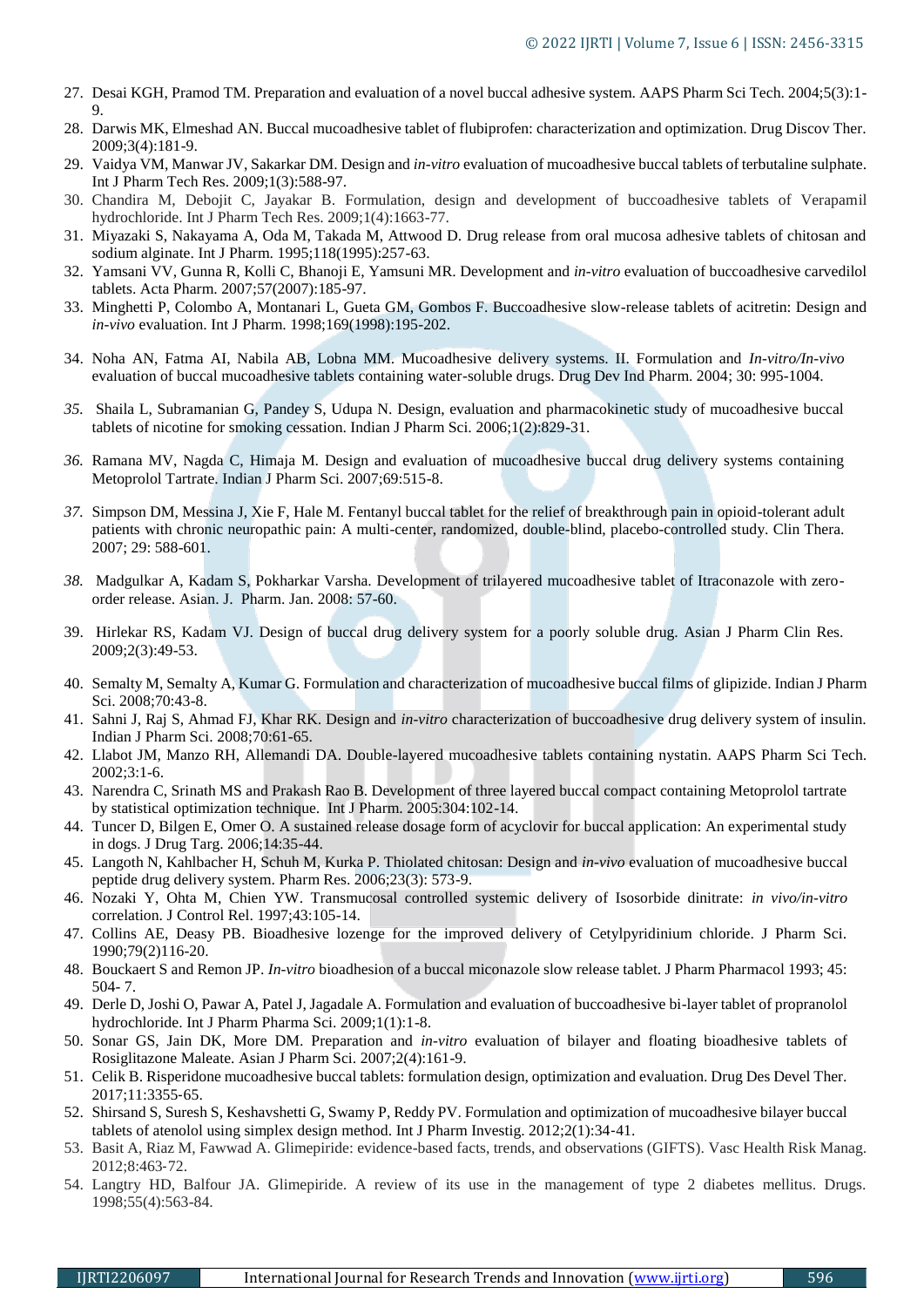27. Desai KGH, Pramod TM. Preparation and evaluation of a novel buccal adhesive system. AAPS Pharm Sci Tech. 2004;5(3):1-9.
28. Darwis MK, Elmeshad AN. Buccal mucoadhesive tablet of flubiprofen: characterization and optimization. Drug Discov Ther. 2009;3(4):181-9.
29. Vaidya VM, Manwar JV, Sakarkar DM. Design and *in-vitro* evaluation of mucoadhesive buccal tablets of terbutaline sulphate. Int J Pharm Tech Res. 2009;1(3):588-97.
30. Chandira M, Debojit C, Jayakar B. Formulation, design and development of buccoadhesive tablets of Verapamil hydrochloride. Int J Pharm Tech Res. 2009;1(4):1663-77.
31. Miyazaki S, Nakayama A, Oda M, Takada M, Attwood D. Drug release from oral mucosa adhesive tablets of chitosan and sodium alginate. Int J Pharm. 1995;118(1995):257-63.
32. Yamsani VV, Gunna R, Kolli C, Bhanoji E, Yamsuni MR. Development and *in-vitro* evaluation of buccoadhesive carvedilol tablets. Acta Pharm. 2007;57(2007):185-97.
33. Minghetti P, Colombo A, Montanari L, Gueta GM, Gombos F. Buccoadhesive slow-release tablets of acitretin: Design and *in-vivo* evaluation. Int J Pharm. 1998;169(1998):195-202.
34. Noha AN, Fatma AI, Nabila AB, Lobna MM. Mucoadhesive delivery systems. II. Formulation and *In-vitro/In-vivo* evaluation of buccal mucoadhesive tablets containing water-soluble drugs. Drug Dev Ind Pharm. 2004; 30: 995-1004.
35. Shaila L, Subramanian G, Pandey S, Udupa N. Design, evaluation and pharmacokinetic study of mucoadhesive buccal tablets of nicotine for smoking cessation. Indian J Pharm Sci. 2006;1(2):829-31.
36. Ramana MV, Nagda C, Himaja M. Design and evaluation of mucoadhesive buccal drug delivery systems containing Metoprolol Tartrate. Indian J Pharm Sci. 2007;69:515-8.
37. Simpson DM, Messina J, Xie F, Hale M. Fentanyl buccal tablet for the relief of breakthrough pain in opioid-tolerant adult patients with chronic neuropathic pain: A multi-center, randomized, double-blind, placebo-controlled study. Clin Thera. 2007; 29: 588-601.
38. Madgulkar A, Kadam S, Pokharkar Varsha. Development of trilayered mucoadhesive tablet of Itraconazole with zero-order release. Asian. J. Pharm. Jan. 2008: 57-60.
39. Hirlekar RS, Kadam VJ. Design of buccal drug delivery system for a poorly soluble drug. Asian J Pharm Clin Res. 2009;2(3):49-53.
40. Semalty M, Semalty A, Kumar G. Formulation and characterization of mucoadhesive buccal films of glipizide. Indian J Pharm Sci. 2008;70:43-8.
41. Sahni J, Raj S, Ahmad FJ, Khar RK. Design and *in-vitro* characterization of buccoadhesive drug delivery system of insulin. Indian J Pharm Sci. 2008;70:61-65.
42. Llabot JM, Manzo RH, Allemandi DA. Double-layered mucoadhesive tablets containing nystatin. AAPS Pharm Sci Tech. 2002;3:1-6.
43. Narendra C, Srinath MS and Prakash Rao B. Development of three layered buccal compact containing Metoprolol tartrate by statistical optimization technique. Int J Pharm. 2005:304:102-14.
44. Tuncer D, Bilgen E, Omer O. A sustained release dosage form of acyclovir for buccal application: An experimental study in dogs. J Drug Targ. 2006;14:35-44.
45. Langoth N, Kahlbacher H, Schuh M, Kurka P. Thiolated chitosan: Design and *in-vivo* evaluation of mucoadhesive buccal peptide drug delivery system. Pharm Res. 2006;23(3): 573-9.
46. Nozaki Y, Ohta M, Chien YW. Transmucosal controlled systemic delivery of Isosorbide dinitrate: *in vivo/in-vitro* correlation. J Control Rel. 1997;43:105-14.
47. Collins AE, Deasy PB. Bioadhesive lozenge for the improved delivery of Cetylpyridinium chloride. J Pharm Sci. 1990;79(2)116-20.
48. Bouckaert S and Remon JP. *In-vitro* bioadhesion of a buccal miconazole slow release tablet. J Pharm Pharmacol 1993; 45: 504- 7.
49. Derle D, Joshi O, Pawar A, Patel J, Jagadale A. Formulation and evaluation of buccoadhesive bi-layer tablet of propranolol hydrochloride. Int J Pharm Pharma Sci. 2009;1(1):1-8.
50. Sonar GS, Jain DK, More DM. Preparation and *in-vitro* evaluation of bilayer and floating bioadhesive tablets of Rosiglitazone Maleate. Asian J Pharm Sci. 2007;2(4):161-9.
51. Celik B. Risperidone mucoadhesive buccal tablets: formulation design, optimization and evaluation. Drug Des Devel Ther. 2017;11:3355-65.
52. Shirsand S, Suresh S, Keshavshetti G, Swamy P, Reddy PV. Formulation and optimization of mucoadhesive bilayer buccal tablets of atenolol using simplex design method. Int J Pharm Investig. 2012;2(1):34-41.
53. Basit A, Riaz M, Fawwad A. Glimepiride: evidence-based facts, trends, and observations (GIFTS). Vasc Health Risk Manag. 2012;8:463-72.
54. Langtry HD, Balfour JA. Glimepiride. A review of its use in the management of type 2 diabetes mellitus. Drugs. 1998;55(4):563-84.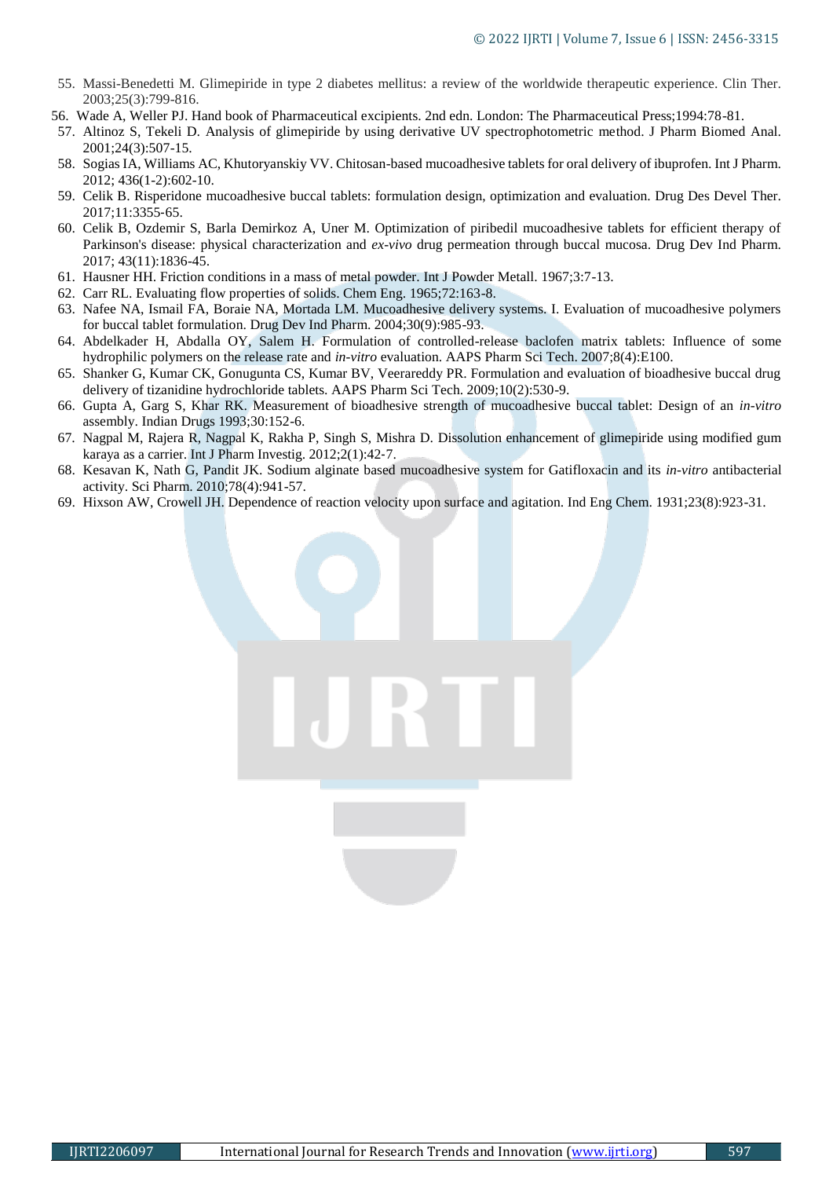55. Massi-Benedetti M. Glimepiride in type 2 diabetes mellitus: a review of the worldwide therapeutic experience. Clin Ther. 2003;25(3):799-816.
56. Wade A, Weller PJ. Hand book of Pharmaceutical excipients. 2nd edn. London: The Pharmaceutical Press;1994:78-81.
57. Altinoz S, Tekeli D. Analysis of glimepiride by using derivative UV spectrophotometric method. J Pharm Biomed Anal. 2001;24(3):507-15.
58. Sogias IA, Williams AC, Khutoryanskiy VV. Chitosan-based mucoadhesive tablets for oral delivery of ibuprofen. Int J Pharm. 2012; 436(1-2):602-10.
59. Celik B. Risperidone mucoadhesive buccal tablets: formulation design, optimization and evaluation. Drug Des Devel Ther. 2017;11:3355-65.
60. Celik B, Ozdemir S, Barla Demirkoz A, Uner M. Optimization of piribedil mucoadhesive tablets for efficient therapy of Parkinson's disease: physical characterization and *ex-vivo* drug permeation through buccal mucosa. Drug Dev Ind Pharm. 2017; 43(11):1836-45.
61. Hausner HH. Friction conditions in a mass of metal powder. Int J Powder Metall. 1967;3:7-13.
62. Carr RL. Evaluating flow properties of solids. Chem Eng. 1965;72:163-8.
63. Nafee NA, Ismail FA, Boraie NA, Mortada LM. Mucoadhesive delivery systems. I. Evaluation of mucoadhesive polymers for buccal tablet formulation. Drug Dev Ind Pharm. 2004;30(9):985-93.
64. Abdelkader H, Abdalla OY, Salem H. Formulation of controlled-release baclofen matrix tablets: Influence of some hydrophilic polymers on the release rate and *in-vitro* evaluation. AAPS Pharm Sci Tech. 2007;8(4):E100.
65. Shanker G, Kumar CK, Gonugunta CS, Kumar BV, Veerareddy PR. Formulation and evaluation of bioadhesive buccal drug delivery of tizanidine hydrochloride tablets. AAPS Pharm Sci Tech. 2009;10(2):530-9.
66. Gupta A, Garg S, Khar RK. Measurement of bioadhesive strength of mucoadhesive buccal tablet: Design of an *in-vitro* assembly. Indian Drugs 1993;30:152-6.
67. Nagpal M, Rajera R, Nagpal K, Rakha P, Singh S, Mishra D. Dissolution enhancement of glimepiride using modified gum karaya as a carrier. Int J Pharm Investig. 2012;2(1):42-7.
68. Kesavan K, Nath G, Pandit JK. Sodium alginate based mucoadhesive system for Gatifloxacin and its *in-vitro* antibacterial activity. Sci Pharm. 2010;78(4):941-57.
69. Hixson AW, Crowell JH. Dependence of reaction velocity upon surface and agitation. Ind Eng Chem. 1931;23(8):923-31.